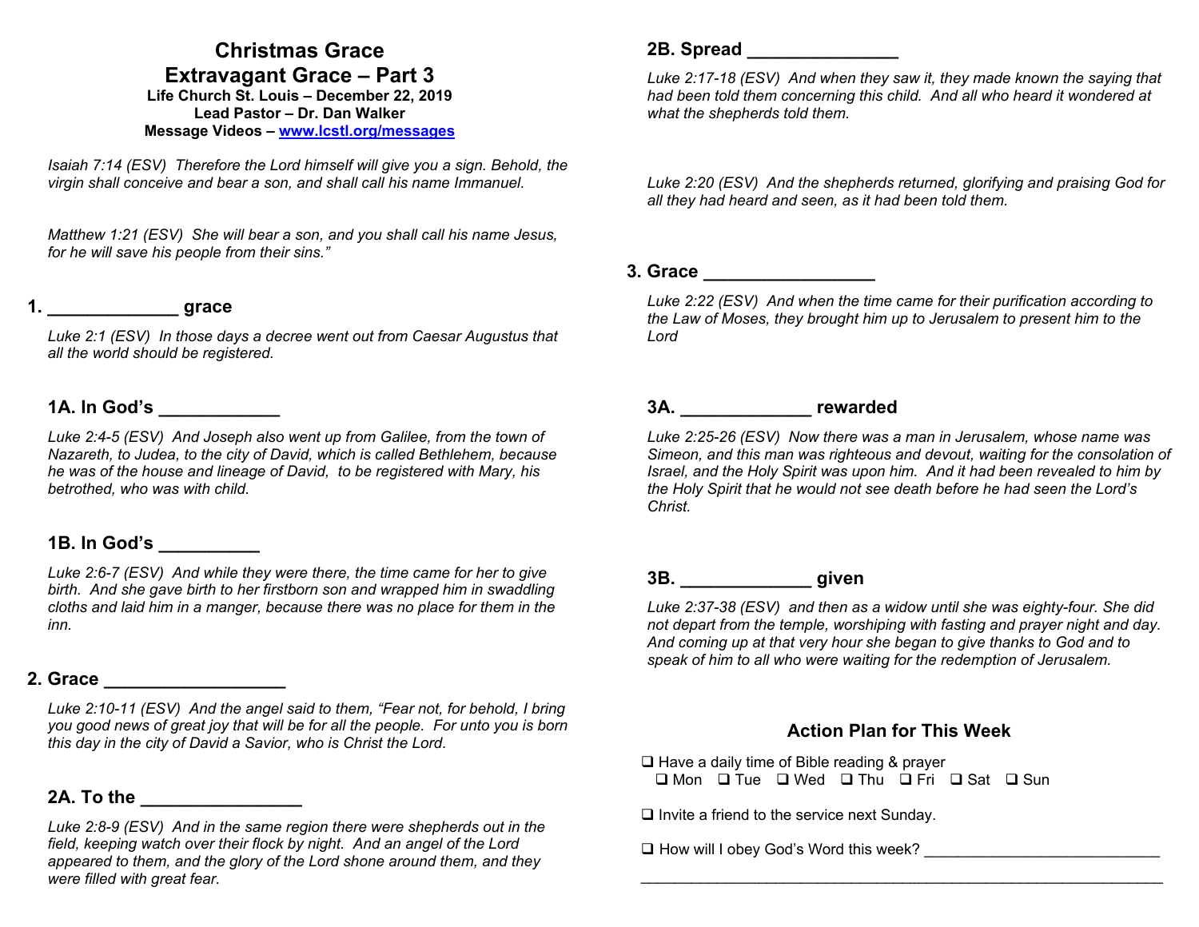# Christmas Grace

## Extravagant Grace – Part 3

**Life Church St. Louis – December 22, 2019**
**Lead Pastor – Dr. Dan Walker**
**Message Videos – [www.lcstl.org/messages](http://www.lcstl.org/messages)**

*Isaiah 7:14 (ESV) Therefore the Lord himself will give you a sign. Behold, the virgin shall conceive and bear a son, and shall call his name Immanuel.*

*Matthew 1:21 (ESV) She will bear a son, and you shall call his name Jesus, for he will save his people from their sins."*

### 1. _____________ grace

*Luke 2:1 (ESV) In those days a decree went out from Caesar Augustus that all the world should be registered.*

#### 1A. In God's ____________

*Luke 2:4-5 (ESV) And Joseph also went up from Galilee, from the town of Nazareth, to Judea, to the city of David, which is called Bethlehem, because he was of the house and lineage of David, to be registered with Mary, his betrothed, who was with child.*

#### 1B. In God's __________

*Luke 2:6-7 (ESV) And while they were there, the time came for her to give birth. And she gave birth to her firstborn son and wrapped him in swaddling cloths and laid him in a manger, because there was no place for them in the inn.*

### 2. Grace __________________

*Luke 2:10-11 (ESV) And the angel said to them, "Fear not, for behold, I bring you good news of great joy that will be for all the people. For unto you is born this day in the city of David a Savior, who is Christ the Lord.*

#### 2A. To the ________________

*Luke 2:8-9 (ESV) And in the same region there were shepherds out in the field, keeping watch over their flock by night. And an angel of the Lord appeared to them, and the glory of the Lord shone around them, and they were filled with great fear.*

#### 2B. Spread _______________

*Luke 2:17-18 (ESV) And when they saw it, they made known the saying that had been told them concerning this child. And all who heard it wondered at what the shepherds told them.*

*Luke 2:20 (ESV) And the shepherds returned, glorifying and praising God for all they had heard and seen, as it had been told them.*

### 3. Grace _________________

*Luke 2:22 (ESV) And when the time came for their purification according to the Law of Moses, they brought him up to Jerusalem to present him to the Lord*

#### 3A. _____________ rewarded

*Luke 2:25-26 (ESV) Now there was a man in Jerusalem, whose name was Simeon, and this man was righteous and devout, waiting for the consolation of Israel, and the Holy Spirit was upon him. And it had been revealed to him by the Holy Spirit that he would not see death before he had seen the Lord's Christ.*

#### 3B. _____________ given

*Luke 2:37-38 (ESV) and then as a widow until she was eighty-four. She did not depart from the temple, worshiping with fasting and prayer night and day. And coming up at that very hour she began to give thanks to God and to speak of him to all who were waiting for the redemption of Jerusalem.*

### Action Plan for This Week

❑ Have a daily time of Bible reading & prayer
❑ Mon ❑ Tue ❑ Wed ❑ Thu ❑ Fri ❑ Sat ❑ Sun

❑ Invite a friend to the service next Sunday.

❑ How will I obey God's Word this week? ____________________________

_________________________________________________________________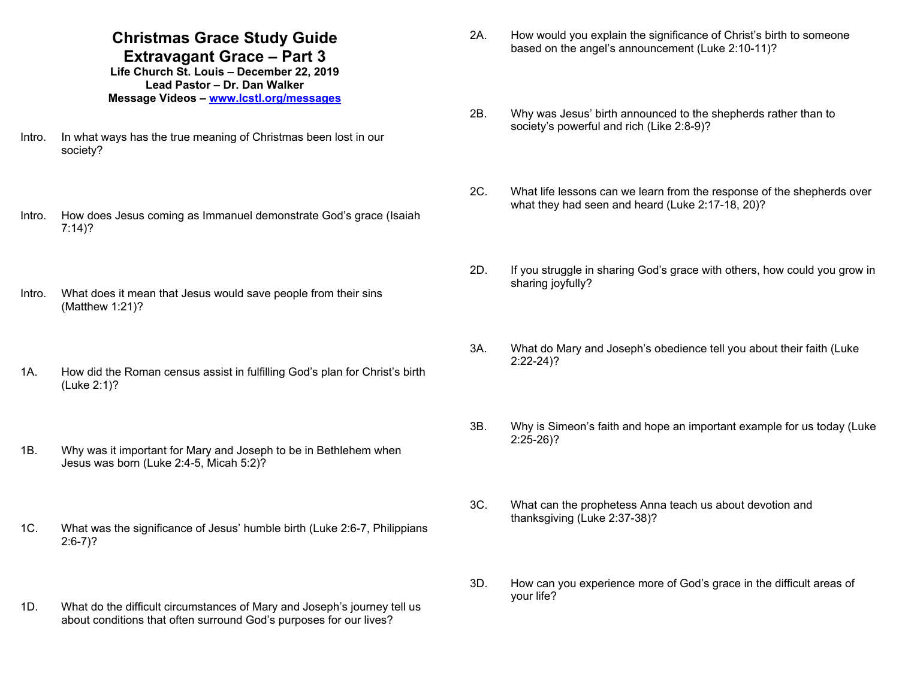# Christmas Grace Study Guide
## Extravagant Grace – Part 3

**Life Church St. Louis – December 22, 2019**
**Lead Pastor – Dr. Dan Walker**
**Message Videos – [www.lcstl.org/messages](www.lcstl.org/messages)**

Intro. In what ways has the true meaning of Christmas been lost in our society?

Intro. How does Jesus coming as Immanuel demonstrate God's grace (Isaiah 7:14)?

Intro. What does it mean that Jesus would save people from their sins (Matthew 1:21)?

1A. How did the Roman census assist in fulfilling God's plan for Christ's birth (Luke 2:1)?

1B. Why was it important for Mary and Joseph to be in Bethlehem when Jesus was born (Luke 2:4-5, Micah 5:2)?

1C. What was the significance of Jesus' humble birth (Luke 2:6-7, Philippians 2:6-7)?

1D. What do the difficult circumstances of Mary and Joseph's journey tell us about conditions that often surround God's purposes for our lives?

2A. How would you explain the significance of Christ's birth to someone based on the angel's announcement (Luke 2:10-11)?

2B. Why was Jesus' birth announced to the shepherds rather than to society's powerful and rich (Like 2:8-9)?

2C. What life lessons can we learn from the response of the shepherds over what they had seen and heard (Luke 2:17-18, 20)?

2D. If you struggle in sharing God's grace with others, how could you grow in sharing joyfully?

3A. What do Mary and Joseph's obedience tell you about their faith (Luke 2:22-24)?

3B. Why is Simeon's faith and hope an important example for us today (Luke 2:25-26)?

3C. What can the prophetess Anna teach us about devotion and thanksgiving (Luke 2:37-38)?

3D. How can you experience more of God's grace in the difficult areas of your life?